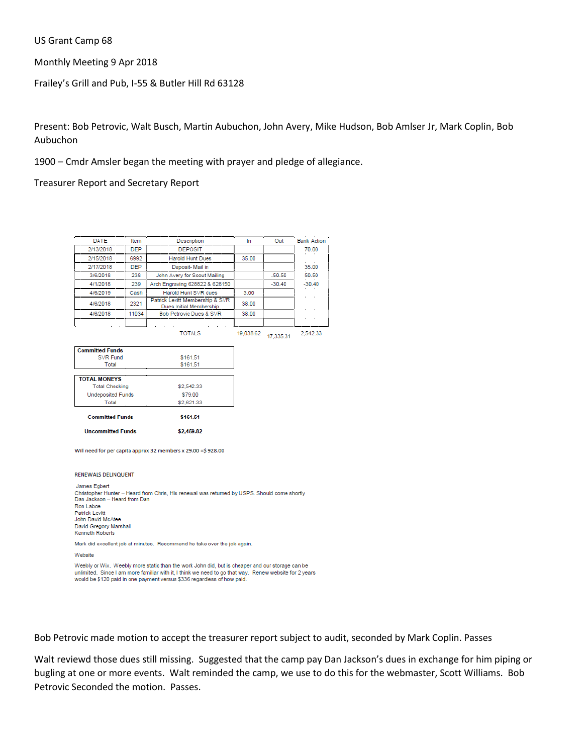US Grant Camp 68

Monthly Meeting 9 Apr 2018

Frailey's Grill and Pub, I-55 & Butler Hill Rd 63128

Present: Bob Petrovic, Walt Busch, Martin Aubuchon, John Avery, Mike Hudson, Bob Amlser Jr, Mark Coplin, Bob Aubuchon

1900 – Cmdr Amsler began the meeting with prayer and pledge of allegiance.

Treasurer Report and Secretary Report

| DATE | Item | Description | In | Out | Bank Action |
|---|---|---|---|---|---|
| 2/13/2018 | DEP | DEPOSIT | | | 70.00 |
| 2/15/2018 | 6992 | Harold Hunt Dues | 35.00 | | |
| 2/17/2018 | DEP | Deposit- Mail in | | | 35.00 |
| 3/6/2018 | 238 | John Avery for Scout Mailing | | -50.50 | 50.50 |
| 4/1/2018 | 239 | Arch Engraving 628822 & 628150 | | -30.40 | -30.40 |
| 4/6/2019 | Cash | Harold Hunt SVR dues | 3.00 | | |
| 4/6/2018 | 2321 | Patrick Levitt Membership & SVR Dues Initial Membership | 38.00 | | |
| 4/6/2018 | 11034 | Bob Petrovic Dues & SVR | 38.00 | | |
| | | | | | |
| | | TOTALS | 19,038.62 | 17,335.31 | 2,542.33 |

| Committed Funds | |
|---|---|
| SVR Fund | $161.51 |
| Total | $161.51 |

| TOTAL MONEYS | |
|---|---|
| Total Checking | $2,542.33 |
| Undeposited Funds | $79.00 |
| Total | $2,621.33 |

| | |
|---|---|
| **Committed Funds** | **$161.51** |
| **Uncommitted Funds** | **$2,459.82** |

Will need for per capita approx 32 members x 29.00 =$ 928.00

RENEWALS DELINQUENT

James Egbert
Christopher Hunter – Heard from Chris, His renewal was returned by USPS. Should come shortly
Dan Jackson – Heard from Dan
Ron Laboe
Patrick Levitt
John David McAtee
David Gregory Marshall
Kenneth Roberts

Mark did excellent job at minutes. Recommend he take over the job again.

Website

Weebly or Wix. Weebly more static than the work John did, but is cheaper and our storage can be unlimited. Since I am more familiar with it, I think we need to go that way. Renew website for 2 years would be $120 paid in one payment versus $336 regardless of how paid.

Bob Petrovic made motion to accept the treasurer report subject to audit, seconded by Mark Coplin. Passes

Walt reviewd those dues still missing. Suggested that the camp pay Dan Jackson's dues in exchange for him piping or bugling at one or more events. Walt reminded the camp, we use to do this for the webmaster, Scott Williams. Bob Petrovic Seconded the motion. Passes.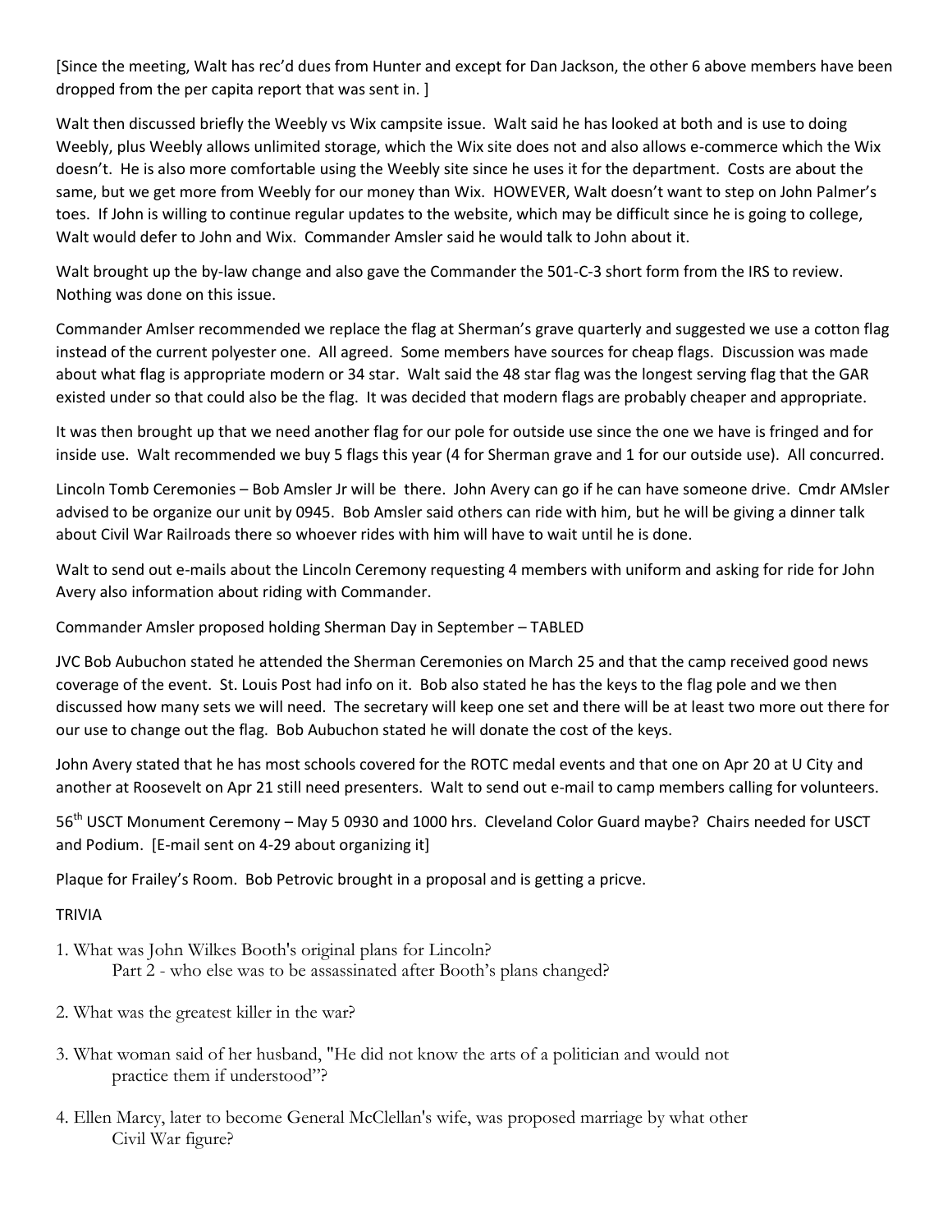[Since the meeting, Walt has rec'd dues from Hunter and except for Dan Jackson, the other 6 above members have been dropped from the per capita report that was sent in. ]

Walt then discussed briefly the Weebly vs Wix campsite issue. Walt said he has looked at both and is use to doing Weebly, plus Weebly allows unlimited storage, which the Wix site does not and also allows e-commerce which the Wix doesn't. He is also more comfortable using the Weebly site since he uses it for the department. Costs are about the same, but we get more from Weebly for our money than Wix. HOWEVER, Walt doesn't want to step on John Palmer's toes. If John is willing to continue regular updates to the website, which may be difficult since he is going to college, Walt would defer to John and Wix. Commander Amsler said he would talk to John about it.

Walt brought up the by-law change and also gave the Commander the 501-C-3 short form from the IRS to review. Nothing was done on this issue.

Commander Amlser recommended we replace the flag at Sherman's grave quarterly and suggested we use a cotton flag instead of the current polyester one. All agreed. Some members have sources for cheap flags. Discussion was made about what flag is appropriate modern or 34 star. Walt said the 48 star flag was the longest serving flag that the GAR existed under so that could also be the flag. It was decided that modern flags are probably cheaper and appropriate.

It was then brought up that we need another flag for our pole for outside use since the one we have is fringed and for inside use. Walt recommended we buy 5 flags this year (4 for Sherman grave and 1 for our outside use). All concurred.

Lincoln Tomb Ceremonies – Bob Amsler Jr will be there. John Avery can go if he can have someone drive. Cmdr AMsler advised to be organize our unit by 0945. Bob Amsler said others can ride with him, but he will be giving a dinner talk about Civil War Railroads there so whoever rides with him will have to wait until he is done.

Walt to send out e-mails about the Lincoln Ceremony requesting 4 members with uniform and asking for ride for John Avery also information about riding with Commander.

Commander Amsler proposed holding Sherman Day in September – TABLED

JVC Bob Aubuchon stated he attended the Sherman Ceremonies on March 25 and that the camp received good news coverage of the event. St. Louis Post had info on it. Bob also stated he has the keys to the flag pole and we then discussed how many sets we will need. The secretary will keep one set and there will be at least two more out there for our use to change out the flag. Bob Aubuchon stated he will donate the cost of the keys.

John Avery stated that he has most schools covered for the ROTC medal events and that one on Apr 20 at U City and another at Roosevelt on Apr 21 still need presenters. Walt to send out e-mail to camp members calling for volunteers.

56th USCT Monument Ceremony – May 5 0930 and 1000 hrs. Cleveland Color Guard maybe? Chairs needed for USCT and Podium. [E-mail sent on 4-29 about organizing it]

Plaque for Frailey's Room. Bob Petrovic brought in a proposal and is getting a pricve.

TRIVIA

1. What was John Wilkes Booth's original plans for Lincoln?
   Part 2 - who else was to be assassinated after Booth's plans changed?

2. What was the greatest killer in the war?

3. What woman said of her husband, "He did not know the arts of a politician and would not practice them if understood"?

4. Ellen Marcy, later to become General McClellan's wife, was proposed marriage by what other Civil War figure?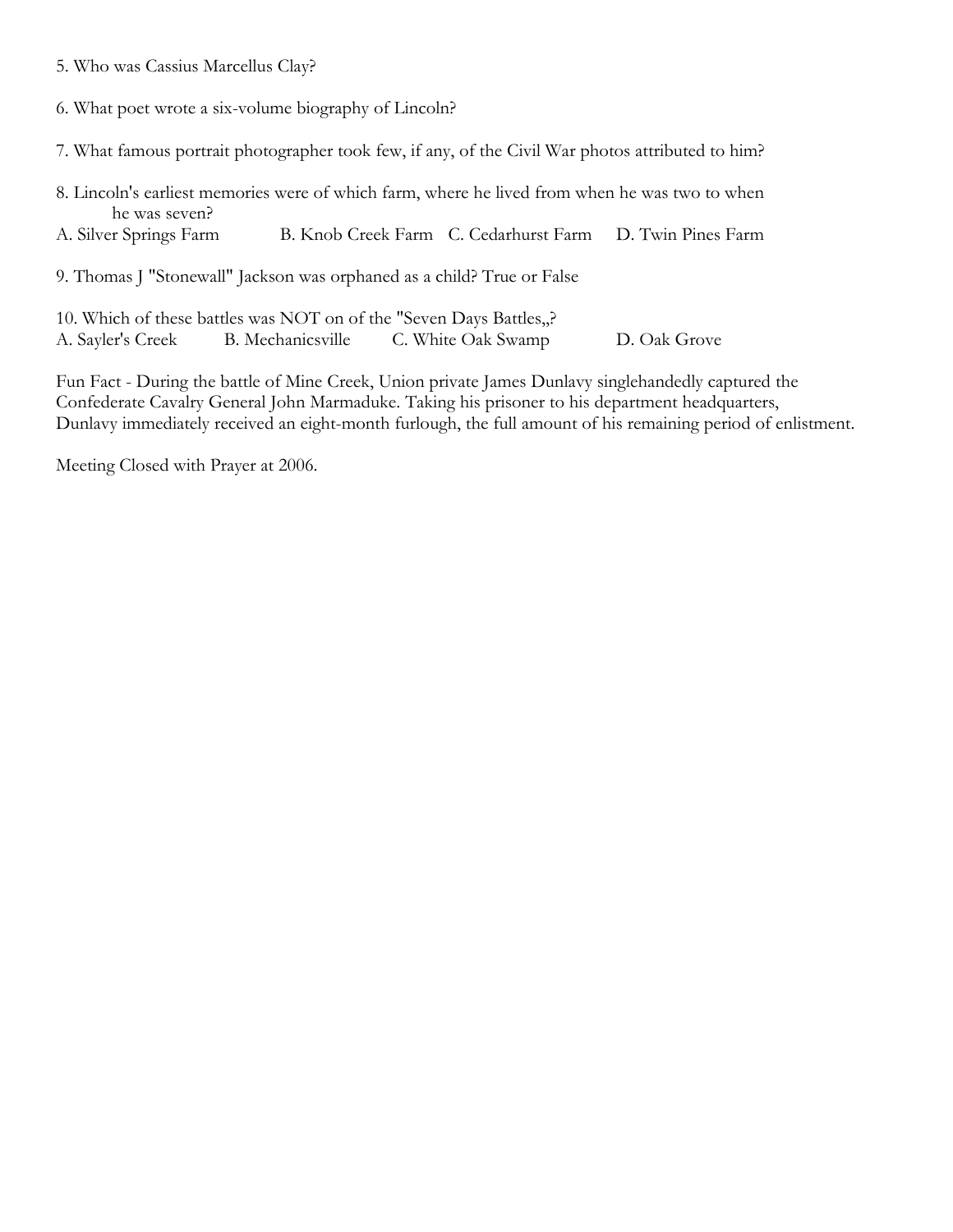5. Who was Cassius Marcellus Clay?

6. What poet wrote a six-volume biography of Lincoln?

7. What famous portrait photographer took few, if any, of the Civil War photos attributed to him?

8. Lincoln's earliest memories were of which farm, where he lived from when he was two to when he was seven?
A. Silver Springs Farm  B. Knob Creek Farm  C. Cedarhurst Farm  D. Twin Pines Farm

9. Thomas J "Stonewall" Jackson was orphaned as a child? True or False

10. Which of these battles was NOT on of the "Seven Days Battles„?
A. Sayler's Creek  B. Mechanicsville  C. White Oak Swamp  D. Oak Grove

Fun Fact - During the battle of Mine Creek, Union private James Dunlavy singlehandedly captured the Confederate Cavalry General John Marmaduke. Taking his prisoner to his department headquarters, Dunlavy immediately received an eight-month furlough, the full amount of his remaining period of enlistment.

Meeting Closed with Prayer at 2006.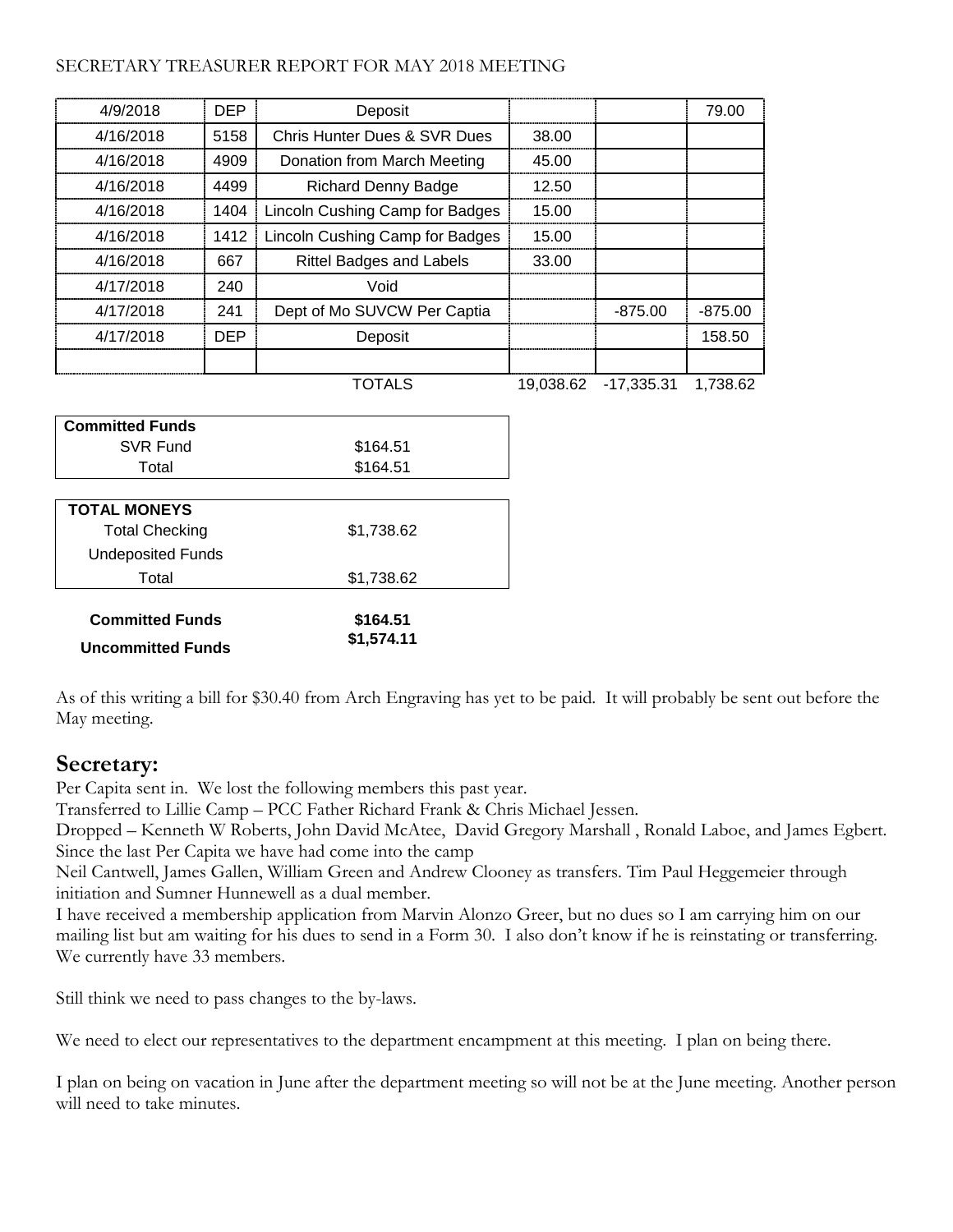SECRETARY TREASURER REPORT FOR MAY 2018 MEETING

| | | | | | |
|---|---|---|---|---|---|
| 4/9/2018 | DEP | Deposit | | | 79.00 |
| 4/16/2018 | 5158 | Chris Hunter Dues & SVR Dues | 38.00 | | |
| 4/16/2018 | 4909 | Donation from March Meeting | 45.00 | | |
| 4/16/2018 | 4499 | Richard Denny Badge | 12.50 | | |
| 4/16/2018 | 1404 | Lincoln Cushing Camp for Badges | 15.00 | | |
| 4/16/2018 | 1412 | Lincoln Cushing Camp for Badges | 15.00 | | |
| 4/16/2018 | 667 | Rittel Badges and Labels | 33.00 | | |
| 4/17/2018 | 240 | Void | | | |
| 4/17/2018 | 241 | Dept of Mo SUVCW Per Captia | | -875.00 | -875.00 |
| 4/17/2018 | DEP | Deposit | | | 158.50 |
| | | | | | |
| | | TOTALS | 19,038.62 | -17,335.31 | 1,738.62 |

| Committed Funds | |
|---|---|
| SVR Fund | $164.51 |
| Total | $164.51 |

| TOTAL MONEYS | |
|---|---|
| Total Checking | $1,738.62 |
| Undeposited Funds | |
| Total | $1,738.62 |

| | |
|---|---|
| **Committed Funds** | **$164.51** |
| **Uncommitted Funds** | **$1,574.11** |

As of this writing a bill for $30.40 from Arch Engraving has yet to be paid. It will probably be sent out before the May meeting.

## Secretary:

Per Capita sent in. We lost the following members this past year.

Transferred to Lillie Camp – PCC Father Richard Frank & Chris Michael Jessen.

Dropped – Kenneth W Roberts, John David McAtee, David Gregory Marshall , Ronald Laboe, and James Egbert.

Since the last Per Capita we have had come into the camp

Neil Cantwell, James Gallen, William Green and Andrew Clooney as transfers. Tim Paul Heggemeier through initiation and Sumner Hunnewell as a dual member.

I have received a membership application from Marvin Alonzo Greer, but no dues so I am carrying him on our mailing list but am waiting for his dues to send in a Form 30. I also don't know if he is reinstating or transferring. We currently have 33 members.

Still think we need to pass changes to the by-laws.

We need to elect our representatives to the department encampment at this meeting. I plan on being there.

I plan on being on vacation in June after the department meeting so will not be at the June meeting. Another person will need to take minutes.